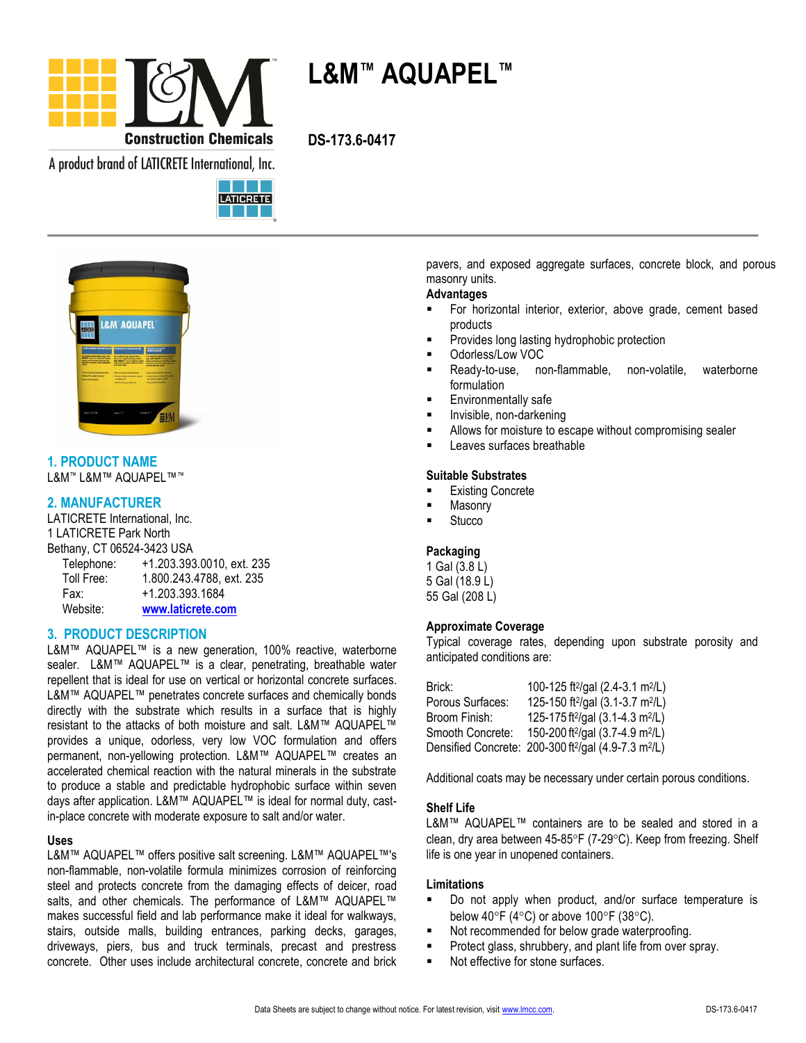# L&M™ AQUAPEL™

Construction Chemicals

A product brand of LATICRETE International, Inc.

**DS-173.6-0417**

## 1. PRODUCT NAME

L&M™ L&M™ AQUAPEL™™

## 2. MANUFACTURER

LATICRETE International, Inc.
1 LATICRETE Park North
Bethany, CT 06524-3423 USA

| | |
|---|---|
| Telephone: | +1.203.393.0010, ext. 235 |
| Toll Free: | 1.800.243.4788, ext. 235 |
| Fax: | +1.203.393.1684 |
| Website: | www.laticrete.com |

## 3. PRODUCT DESCRIPTION

L&M™ AQUAPEL™ is a new generation, 100% reactive, waterborne sealer. L&M™ AQUAPEL™ is a clear, penetrating, breathable water repellent that is ideal for use on vertical or horizontal concrete surfaces. L&M™ AQUAPEL™ penetrates concrete surfaces and chemically bonds directly with the substrate which results in a surface that is highly resistant to the attacks of both moisture and salt. L&M™ AQUAPEL™ provides a unique, odorless, very low VOC formulation and offers permanent, non-yellowing protection. L&M™ AQUAPEL™ creates an accelerated chemical reaction with the natural minerals in the substrate to produce a stable and predictable hydrophobic surface within seven days after application. L&M™ AQUAPEL™ is ideal for normal duty, cast-in-place concrete with moderate exposure to salt and/or water.

### Uses

L&M™ AQUAPEL™ offers positive salt screening. L&M™ AQUAPEL™'s non-flammable, non-volatile formula minimizes corrosion of reinforcing steel and protects concrete from the damaging effects of deicer, road salts, and other chemicals. The performance of L&M™ AQUAPEL™ makes successful field and lab performance make it ideal for walkways, stairs, outside malls, building entrances, parking decks, garages, driveways, piers, bus and truck terminals, precast and prestress concrete. Other uses include architectural concrete, concrete and brick pavers, and exposed aggregate surfaces, concrete block, and porous masonry units.

### Advantages

- For horizontal interior, exterior, above grade, cement based products
- Provides long lasting hydrophobic protection
- Odorless/Low VOC
- Ready-to-use, non-flammable, non-volatile, waterborne formulation
- Environmentally safe
- Invisible, non-darkening
- Allows for moisture to escape without compromising sealer
- Leaves surfaces breathable

### Suitable Substrates

- Existing Concrete
- Masonry
- Stucco

### Packaging

1 Gal (3.8 L)
5 Gal (18.9 L)
55 Gal (208 L)

### Approximate Coverage

Typical coverage rates, depending upon substrate porosity and anticipated conditions are:

| | |
|---|---|
| Brick: | 100-125 ft²/gal (2.4-3.1 m²/L) |
| Porous Surfaces: | 125-150 ft²/gal (3.1-3.7 m²/L) |
| Broom Finish: | 125-175 ft²/gal (3.1-4.3 m²/L) |
| Smooth Concrete: | 150-200 ft²/gal (3.7-4.9 m²/L) |
| Densified Concrete: | 200-300 ft²/gal (4.9-7.3 m²/L) |

Additional coats may be necessary under certain porous conditions.

### Shelf Life

L&M™ AQUAPEL™ containers are to be sealed and stored in a clean, dry area between 45-85°F (7-29°C). Keep from freezing. Shelf life is one year in unopened containers.

### Limitations

- Do not apply when product, and/or surface temperature is below 40°F (4°C) or above 100°F (38°C).
- Not recommended for below grade waterproofing.
- Protect glass, shrubbery, and plant life from over spray.
- Not effective for stone surfaces.

Data Sheets are subject to change without notice. For latest revision, visit www.lmcc.com.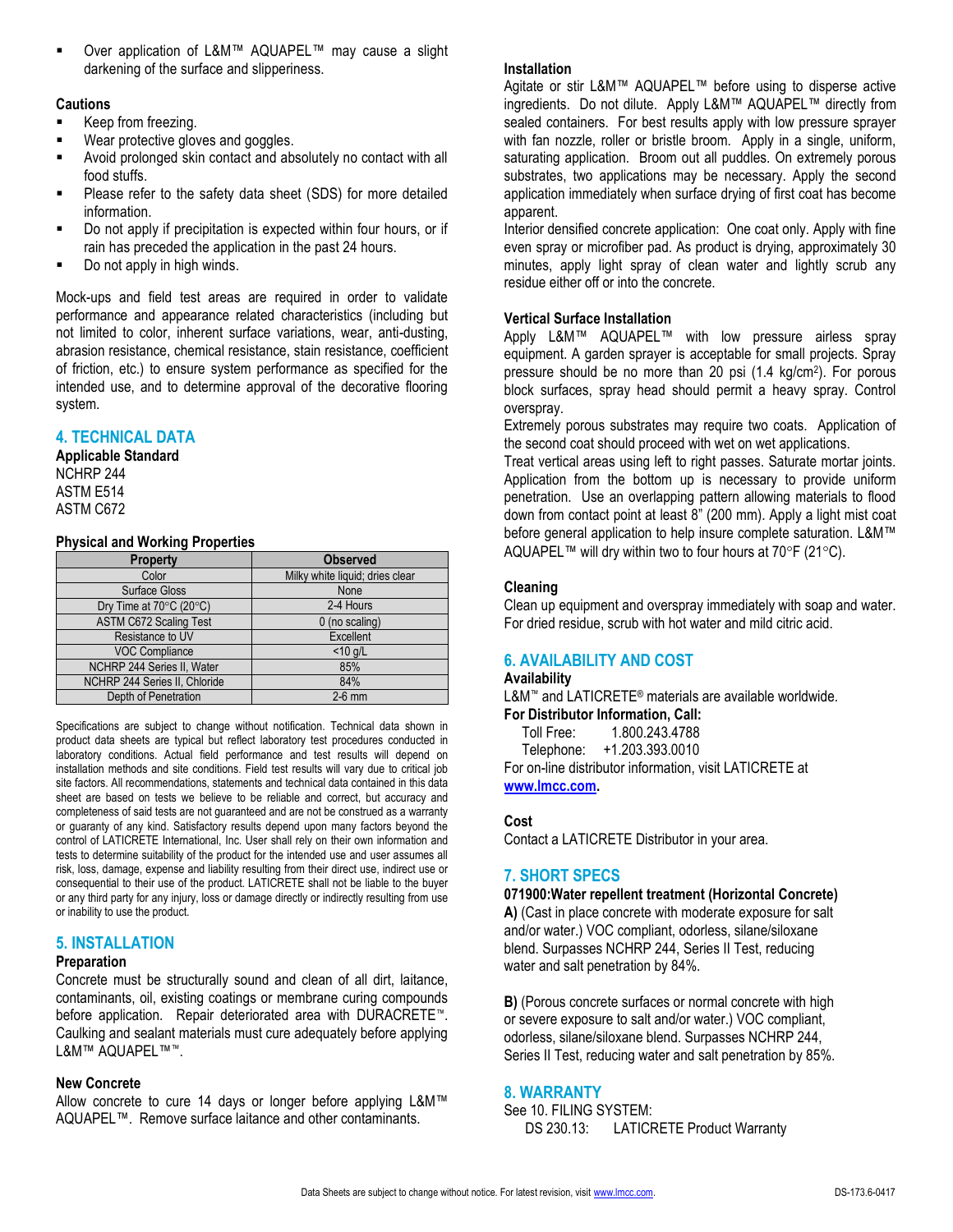- Over application of L&M™ AQUAPEL™ may cause a slight darkening of the surface and slipperiness.

**Cautions**

- Keep from freezing.
- Wear protective gloves and goggles.
- Avoid prolonged skin contact and absolutely no contact with all food stuffs.
- Please refer to the safety data sheet (SDS) for more detailed information.
- Do not apply if precipitation is expected within four hours, or if rain has preceded the application in the past 24 hours.
- Do not apply in high winds.

Mock-ups and field test areas are required in order to validate performance and appearance related characteristics (including but not limited to color, inherent surface variations, wear, anti-dusting, abrasion resistance, chemical resistance, stain resistance, coefficient of friction, etc.) to ensure system performance as specified for the intended use, and to determine approval of the decorative flooring system.

## 4. TECHNICAL DATA

**Applicable Standard**

NCHRP 244
ASTM E514
ASTM C672

**Physical and Working Properties**

| Property | Observed |
|---|---|
| Color | Milky white liquid; dries clear |
| Surface Gloss | None |
| Dry Time at 70°C (20°C) | 2-4 Hours |
| ASTM C672 Scaling Test | 0 (no scaling) |
| Resistance to UV | Excellent |
| VOC Compliance | <10 g/L |
| NCHRP 244 Series II, Water | 85% |
| NCHRP 244 Series II, Chloride | 84% |
| Depth of Penetration | 2-6 mm |

Specifications are subject to change without notification. Technical data shown in product data sheets are typical but reflect laboratory test procedures conducted in laboratory conditions. Actual field performance and test results will depend on installation methods and site conditions. Field test results will vary due to critical job site factors. All recommendations, statements and technical data contained in this data sheet are based on tests we believe to be reliable and correct, but accuracy and completeness of said tests are not guaranteed and are not to be construed as a warranty or guaranty of any kind. Satisfactory results depend upon many factors beyond the control of LATICRETE International, Inc. User shall rely on their own information and tests to determine suitability of the product for the intended use and user assumes all risk, loss, damage, expense and liability resulting from their direct use, indirect use or consequential to their use of the product. LATICRETE shall not be liable to the buyer or any third party for any injury, loss or damage directly or indirectly resulting from use or inability to use the product.

## 5. INSTALLATION

**Preparation**

Concrete must be structurally sound and clean of all dirt, laitance, contaminants, oil, existing coatings or membrane curing compounds before application. Repair deteriorated area with DURACRETE™. Caulking and sealant materials must cure adequately before applying L&M™ AQUAPEL™™.

**New Concrete**

Allow concrete to cure 14 days or longer before applying L&M™ AQUAPEL™. Remove surface laitance and other contaminants.

**Installation**

Agitate or stir L&M™ AQUAPEL™ before using to disperse active ingredients. Do not dilute. Apply L&M™ AQUAPEL™ directly from sealed containers. For best results apply with low pressure sprayer with fan nozzle, roller or bristle broom. Apply in a single, uniform, saturating application. Broom out all puddles. On extremely porous substrates, two applications may be necessary. Apply the second application immediately when surface drying of first coat has become apparent.

Interior densified concrete application: One coat only. Apply with fine even spray or microfiber pad. As product is drying, approximately 30 minutes, apply light spray of clean water and lightly scrub any residue either off or into the concrete.

**Vertical Surface Installation**

Apply L&M™ AQUAPEL™ with low pressure airless spray equipment. A garden sprayer is acceptable for small projects. Spray pressure should be no more than 20 psi (1.4 kg/cm$^2$). For porous block surfaces, spray head should permit a heavy spray. Control overspray.

Extremely porous substrates may require two coats. Application of the second coat should proceed with wet on wet applications.

Treat vertical areas using left to right passes. Saturate mortar joints. Application from the bottom up is necessary to provide uniform penetration. Use an overlapping pattern allowing materials to flood down from contact point at least 8" (200 mm). Apply a light mist coat before general application to help insure complete saturation. L&M™ AQUAPEL™ will dry within two to four hours at 70°F (21°C).

**Cleaning**

Clean up equipment and overspray immediately with soap and water. For dried residue, scrub with hot water and mild citric acid.

## 6. AVAILABILITY AND COST

**Availability**

L&M™ and LATICRETE® materials are available worldwide.

**For Distributor Information, Call:**

Toll Free: 1.800.243.4788
Telephone: +1.203.393.0010

For on-line distributor information, visit LATICRETE at **www.lmcc.com.**

**Cost**

Contact a LATICRETE Distributor in your area.

## 7. SHORT SPECS

**071900:Water repellent treatment (Horizontal Concrete)**

**A)** (Cast in place concrete with moderate exposure for salt and/or water.) VOC compliant, odorless, silane/siloxane blend. Surpasses NCHRP 244, Series II Test, reducing water and salt penetration by 84%.

**B)** (Porous concrete surfaces or normal concrete with high or severe exposure to salt and/or water.) VOC compliant, odorless, silane/siloxane blend. Surpasses NCHRP 244, Series II Test, reducing water and salt penetration by 85%.

## 8. WARRANTY

See 10. FILING SYSTEM:

DS 230.13: LATICRETE Product Warranty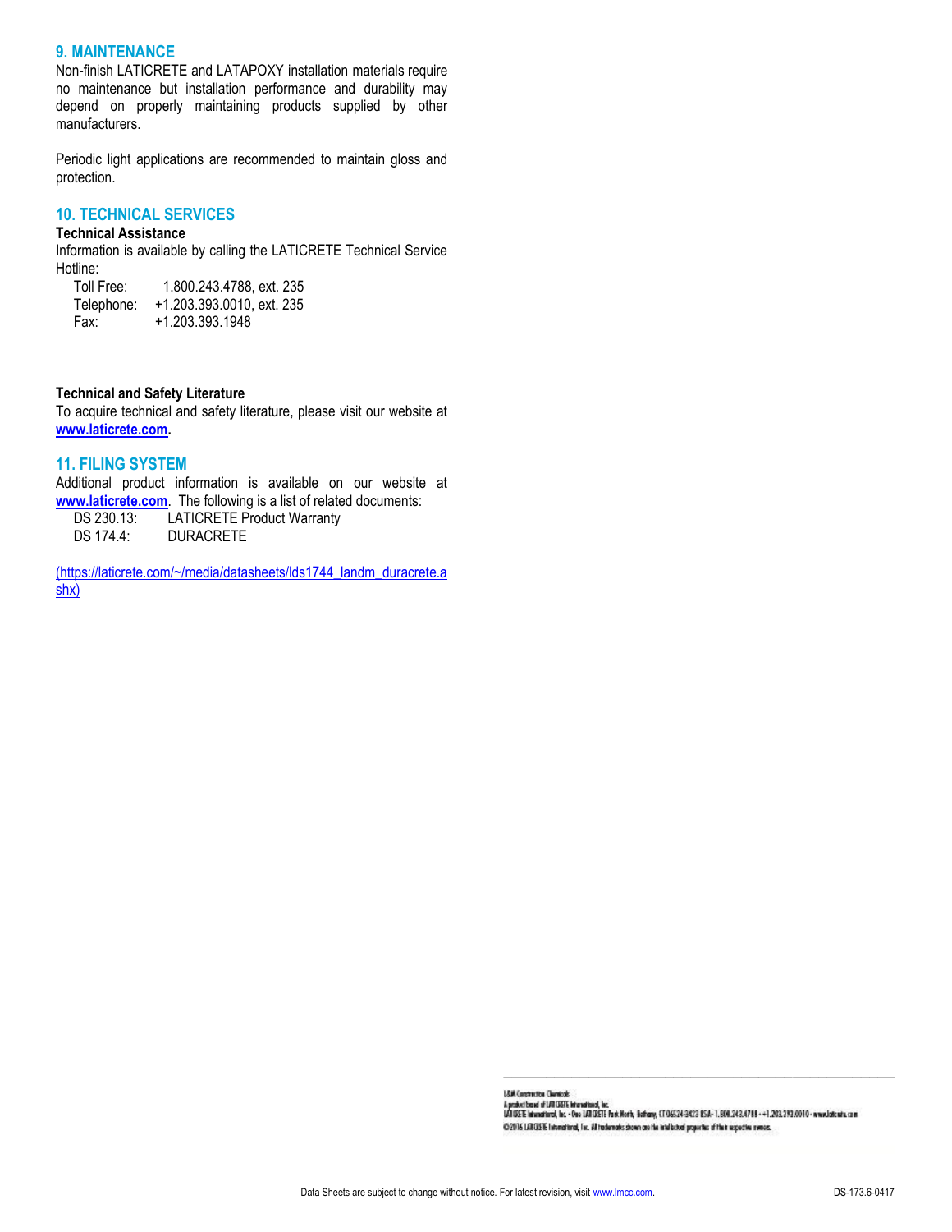## 9. MAINTENANCE

Non-finish LATICRETE and LATAPOXY installation materials require no maintenance but installation performance and durability may depend on properly maintaining products supplied by other manufacturers.

Periodic light applications are recommended to maintain gloss and protection.

## 10. TECHNICAL SERVICES

**Technical Assistance**

Information is available by calling the LATICRETE Technical Service Hotline:

Toll Free: 1.800.243.4788, ext. 235
Telephone: +1.203.393.0010, ext. 235
Fax: +1.203.393.1948

**Technical and Safety Literature**

To acquire technical and safety literature, please visit our website at **www.laticrete.com.**

## 11. FILING SYSTEM

Additional product information is available on our website at **www.laticrete.com**. The following is a list of related documents:

DS 230.13: LATICRETE Product Warranty
DS 174.4: DURACRETE

(https://laticrete.com/~/media/datasheets/lds1744_landm_duracrete.ashx)

L&M Construction Chemicals
A product brand of LATICRETE International, Inc.
LATICRETE International, Inc. • One LATICRETE Park North, Bethany, CT 06524-3423 USA • 1.800.243.4788 • +1.203.393.0010 • www.laticrete.com
©2016 LATICRETE International, Inc. All trademarks shown are the intellectual properties of their respective owners.

Data Sheets are subject to change without notice. For latest revision, visit www.lmcc.com.

DS-173.6-0417